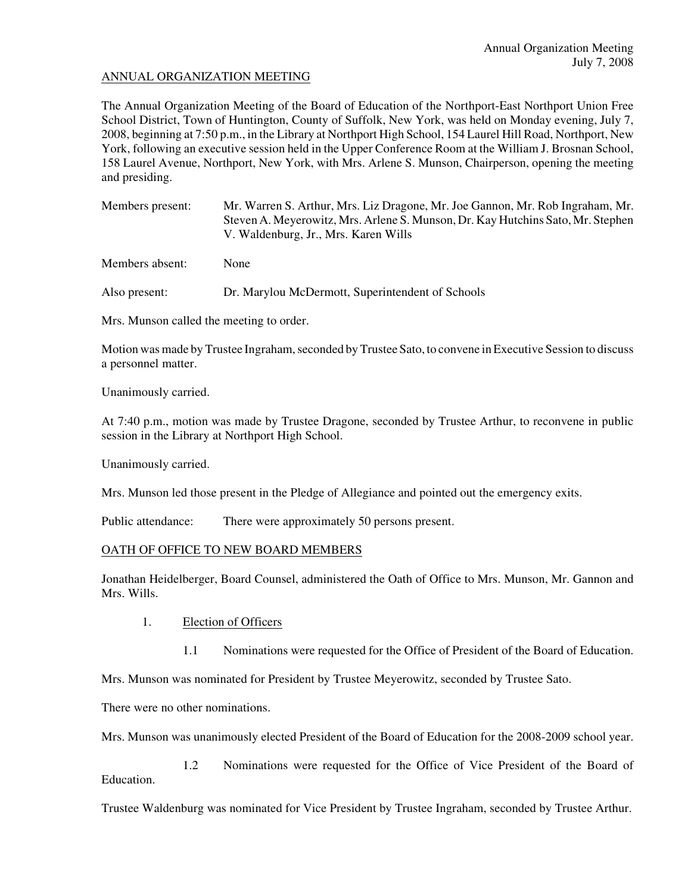## ANNUAL ORGANIZATION MEETING

The Annual Organization Meeting of the Board of Education of the Northport-East Northport Union Free School District, Town of Huntington, County of Suffolk, New York, was held on Monday evening, July 7, 2008, beginning at 7:50 p.m., in the Library at Northport High School, 154 Laurel Hill Road, Northport, New York, following an executive session held in the Upper Conference Room at the William J. Brosnan School, 158 Laurel Avenue, Northport, New York, with Mrs. Arlene S. Munson, Chairperson, opening the meeting and presiding.

Members present: Mr. Warren S. Arthur, Mrs. Liz Dragone, Mr. Joe Gannon, Mr. Rob Ingraham, Mr. Steven A. Meyerowitz, Mrs. Arlene S. Munson, Dr. Kay Hutchins Sato, Mr. Stephen V. Waldenburg, Jr., Mrs. Karen Wills

Members absent: None

Also present: Dr. Marylou McDermott, Superintendent of Schools

Mrs. Munson called the meeting to order.

Motion was made by Trustee Ingraham, seconded by Trustee Sato, to convene in Executive Session to discuss a personnel matter.

Unanimously carried.

At 7:40 p.m., motion was made by Trustee Dragone, seconded by Trustee Arthur, to reconvene in public session in the Library at Northport High School.

Unanimously carried.

Mrs. Munson led those present in the Pledge of Allegiance and pointed out the emergency exits.

Public attendance: There were approximately 50 persons present.

## OATH OF OFFICE TO NEW BOARD MEMBERS

Jonathan Heidelberger, Board Counsel, administered the Oath of Office to Mrs. Munson, Mr. Gannon and Mrs. Wills.

1. Election of Officers

   1.1 Nominations were requested for the Office of President of the Board of Education.

Mrs. Munson was nominated for President by Trustee Meyerowitz, seconded by Trustee Sato.

There were no other nominations.

Mrs. Munson was unanimously elected President of the Board of Education for the 2008-2009 school year.

   1.2 Nominations were requested for the Office of Vice President of the Board of Education.

Trustee Waldenburg was nominated for Vice President by Trustee Ingraham, seconded by Trustee Arthur.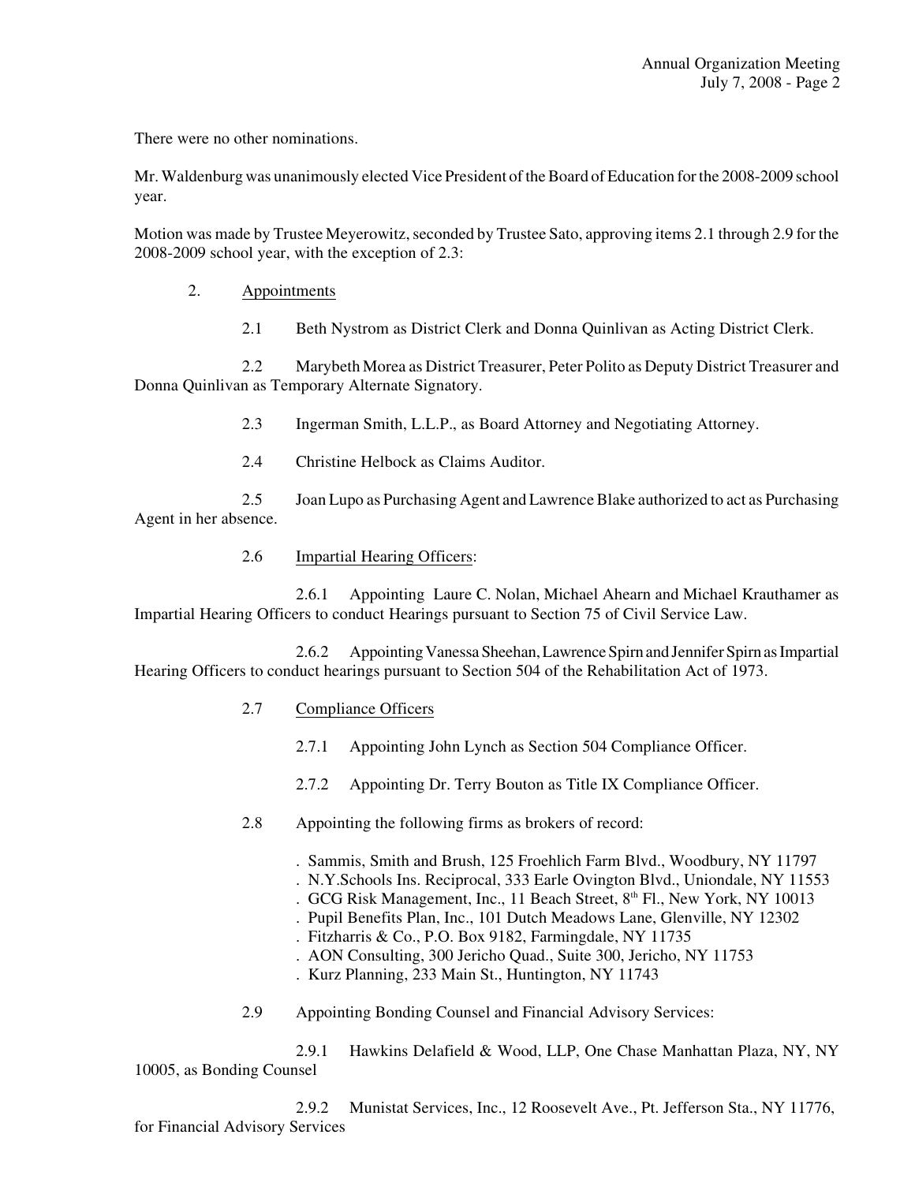There were no other nominations.

Mr. Waldenburg was unanimously elected Vice President of the Board of Education for the 2008-2009 school year.

Motion was made by Trustee Meyerowitz, seconded by Trustee Sato, approving items 2.1 through 2.9 for the 2008-2009 school year, with the exception of 2.3:

2. Appointments

2.1 Beth Nystrom as District Clerk and Donna Quinlivan as Acting District Clerk.

2.2 Marybeth Morea as District Treasurer, Peter Polito as Deputy District Treasurer and Donna Quinlivan as Temporary Alternate Signatory.

2.3 Ingerman Smith, L.L.P., as Board Attorney and Negotiating Attorney.

2.4 Christine Helbock as Claims Auditor.

2.5 Joan Lupo as Purchasing Agent and Lawrence Blake authorized to act as Purchasing Agent in her absence.

2.6 Impartial Hearing Officers:

2.6.1 Appointing Laure C. Nolan, Michael Ahearn and Michael Krauthamer as Impartial Hearing Officers to conduct Hearings pursuant to Section 75 of Civil Service Law.

2.6.2 Appointing Vanessa Sheehan, Lawrence Spirn and Jennifer Spirn as Impartial Hearing Officers to conduct hearings pursuant to Section 504 of the Rehabilitation Act of 1973.

2.7 Compliance Officers

2.7.1 Appointing John Lynch as Section 504 Compliance Officer.

2.7.2 Appointing Dr. Terry Bouton as Title IX Compliance Officer.

2.8 Appointing the following firms as brokers of record:

- Sammis, Smith and Brush, 125 Froehlich Farm Blvd., Woodbury, NY 11797
- N.Y.Schools Ins. Reciprocal, 333 Earle Ovington Blvd., Uniondale, NY 11553
- GCG Risk Management, Inc., 11 Beach Street, 8th Fl., New York, NY 10013
- Pupil Benefits Plan, Inc., 101 Dutch Meadows Lane, Glenville, NY 12302
- Fitzharris & Co., P.O. Box 9182, Farmingdale, NY 11735
- AON Consulting, 300 Jericho Quad., Suite 300, Jericho, NY 11753
- Kurz Planning, 233 Main St., Huntington, NY 11743

2.9 Appointing Bonding Counsel and Financial Advisory Services:

2.9.1 Hawkins Delafield & Wood, LLP, One Chase Manhattan Plaza, NY, NY 10005, as Bonding Counsel

2.9.2 Munistat Services, Inc., 12 Roosevelt Ave., Pt. Jefferson Sta., NY 11776, for Financial Advisory Services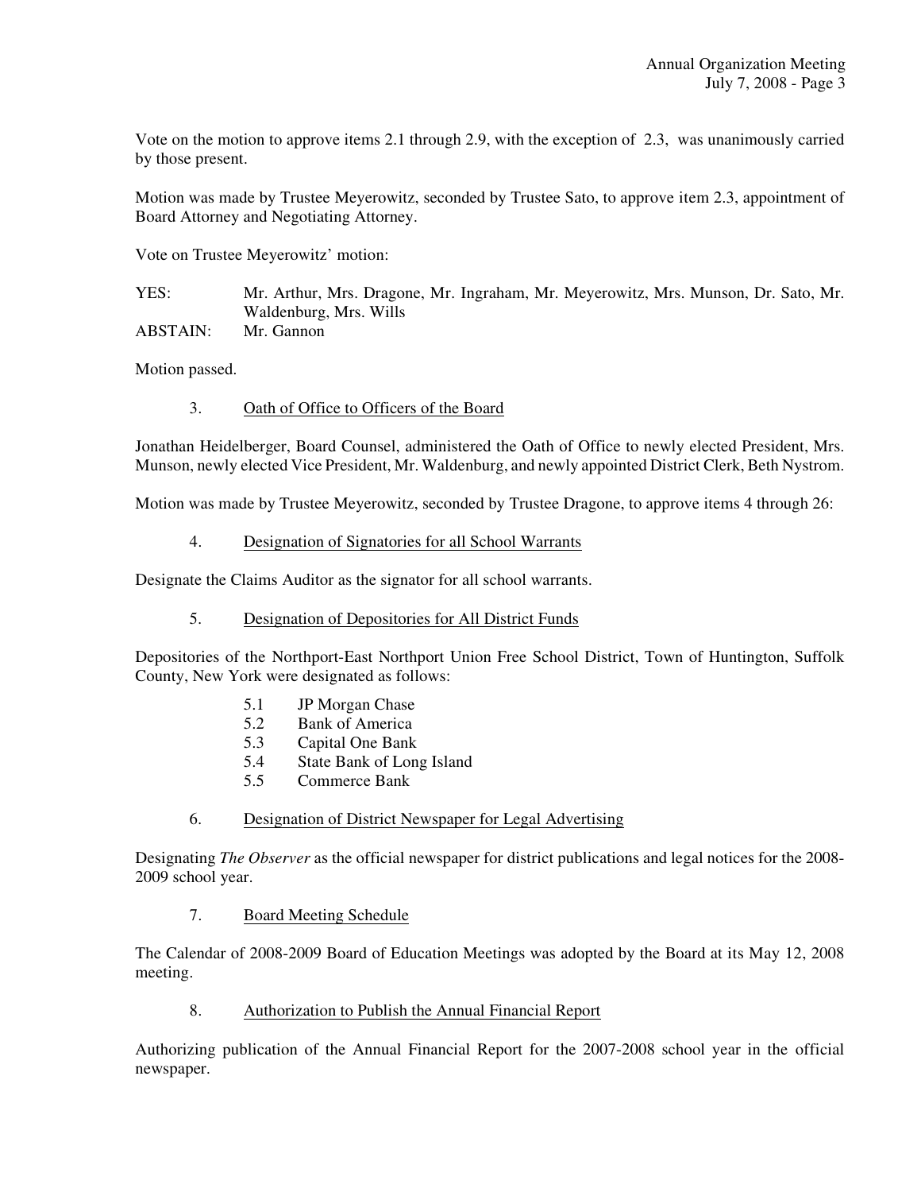Vote on the motion to approve items 2.1 through 2.9, with the exception of 2.3, was unanimously carried by those present.

Motion was made by Trustee Meyerowitz, seconded by Trustee Sato, to approve item 2.3, appointment of Board Attorney and Negotiating Attorney.

Vote on Trustee Meyerowitz' motion:

YES: Mr. Arthur, Mrs. Dragone, Mr. Ingraham, Mr. Meyerowitz, Mrs. Munson, Dr. Sato, Mr. Waldenburg, Mrs. Wills
ABSTAIN: Mr. Gannon

Motion passed.

3. Oath of Office to Officers of the Board

Jonathan Heidelberger, Board Counsel, administered the Oath of Office to newly elected President, Mrs. Munson, newly elected Vice President, Mr. Waldenburg, and newly appointed District Clerk, Beth Nystrom.

Motion was made by Trustee Meyerowitz, seconded by Trustee Dragone, to approve items 4 through 26:

4. Designation of Signatories for all School Warrants

Designate the Claims Auditor as the signator for all school warrants.

5. Designation of Depositories for All District Funds

Depositories of the Northport-East Northport Union Free School District, Town of Huntington, Suffolk County, New York were designated as follows:

- 5.1 JP Morgan Chase
- 5.2 Bank of America
- 5.3 Capital One Bank
- 5.4 State Bank of Long Island
- 5.5 Commerce Bank

6. Designation of District Newspaper for Legal Advertising

Designating *The Observer* as the official newspaper for district publications and legal notices for the 2008-2009 school year.

7. Board Meeting Schedule

The Calendar of 2008-2009 Board of Education Meetings was adopted by the Board at its May 12, 2008 meeting.

8. Authorization to Publish the Annual Financial Report

Authorizing publication of the Annual Financial Report for the 2007-2008 school year in the official newspaper.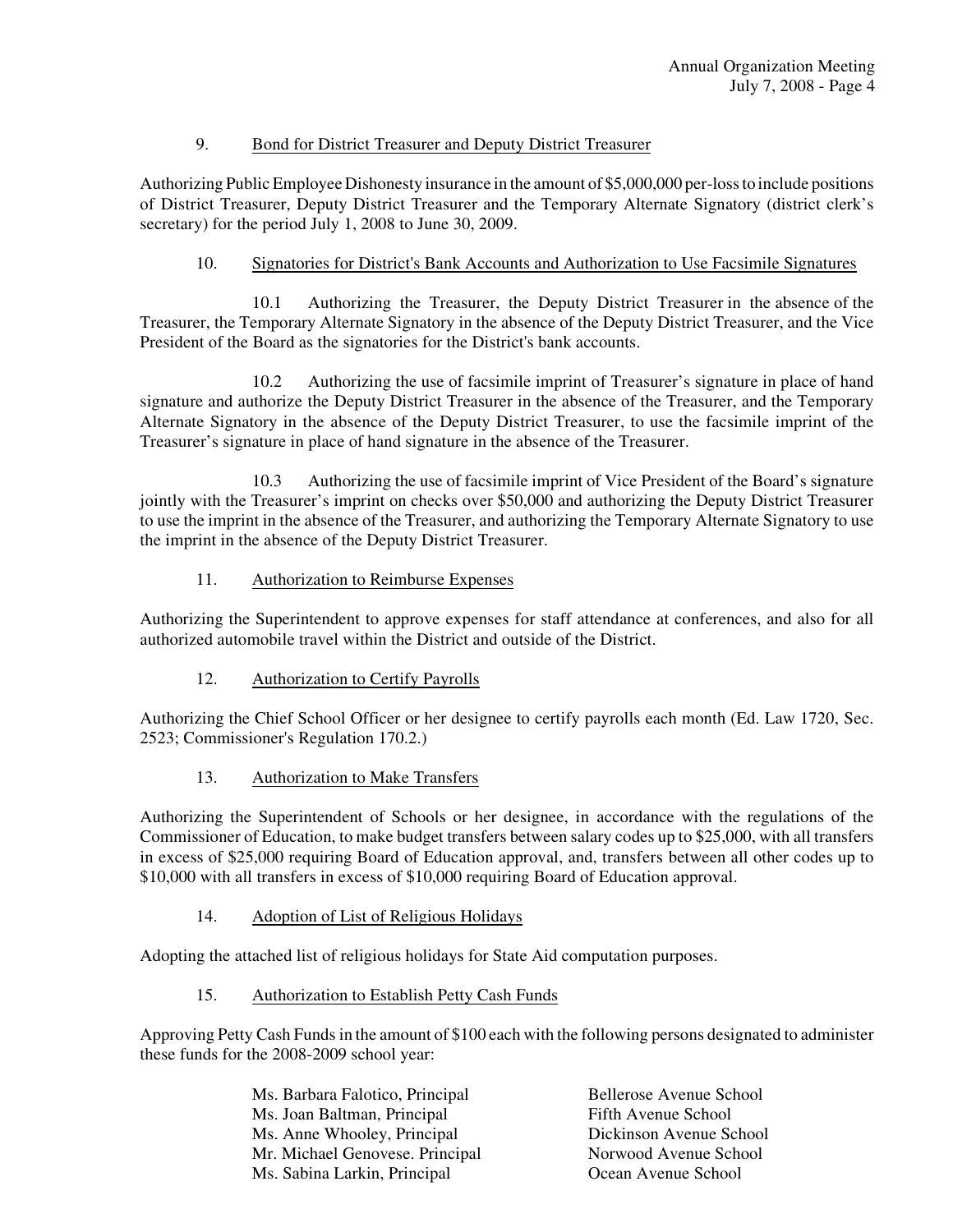9. Bond for District Treasurer and Deputy District Treasurer

Authorizing Public Employee Dishonesty insurance in the amount of $5,000,000 per-loss to include positions of District Treasurer, Deputy District Treasurer and the Temporary Alternate Signatory (district clerk's secretary) for the period July 1, 2008 to June 30, 2009.

10. Signatories for District's Bank Accounts and Authorization to Use Facsimile Signatures

10.1 Authorizing the Treasurer, the Deputy District Treasurer in the absence of the Treasurer, the Temporary Alternate Signatory in the absence of the Deputy District Treasurer, and the Vice President of the Board as the signatories for the District's bank accounts.

10.2 Authorizing the use of facsimile imprint of Treasurer's signature in place of hand signature and authorize the Deputy District Treasurer in the absence of the Treasurer, and the Temporary Alternate Signatory in the absence of the Deputy District Treasurer, to use the facsimile imprint of the Treasurer's signature in place of hand signature in the absence of the Treasurer.

10.3 Authorizing the use of facsimile imprint of Vice President of the Board's signature jointly with the Treasurer's imprint on checks over $50,000 and authorizing the Deputy District Treasurer to use the imprint in the absence of the Treasurer, and authorizing the Temporary Alternate Signatory to use the imprint in the absence of the Deputy District Treasurer.

11. Authorization to Reimburse Expenses

Authorizing the Superintendent to approve expenses for staff attendance at conferences, and also for all authorized automobile travel within the District and outside of the District.

12. Authorization to Certify Payrolls

Authorizing the Chief School Officer or her designee to certify payrolls each month (Ed. Law 1720, Sec. 2523; Commissioner's Regulation 170.2.)

13. Authorization to Make Transfers

Authorizing the Superintendent of Schools or her designee, in accordance with the regulations of the Commissioner of Education, to make budget transfers between salary codes up to $25,000, with all transfers in excess of $25,000 requiring Board of Education approval, and, transfers between all other codes up to $10,000 with all transfers in excess of $10,000 requiring Board of Education approval.

14. Adoption of List of Religious Holidays

Adopting the attached list of religious holidays for State Aid computation purposes.

15. Authorization to Establish Petty Cash Funds

Approving Petty Cash Funds in the amount of $100 each with the following persons designated to administer these funds for the 2008-2009 school year:

| | |
|---|---|
| Ms. Barbara Falotico, Principal | Bellerose Avenue School |
| Ms. Joan Baltman, Principal | Fifth Avenue School |
| Ms. Anne Whooley, Principal | Dickinson Avenue School |
| Mr. Michael Genovese. Principal | Norwood Avenue School |
| Ms. Sabina Larkin, Principal | Ocean Avenue School |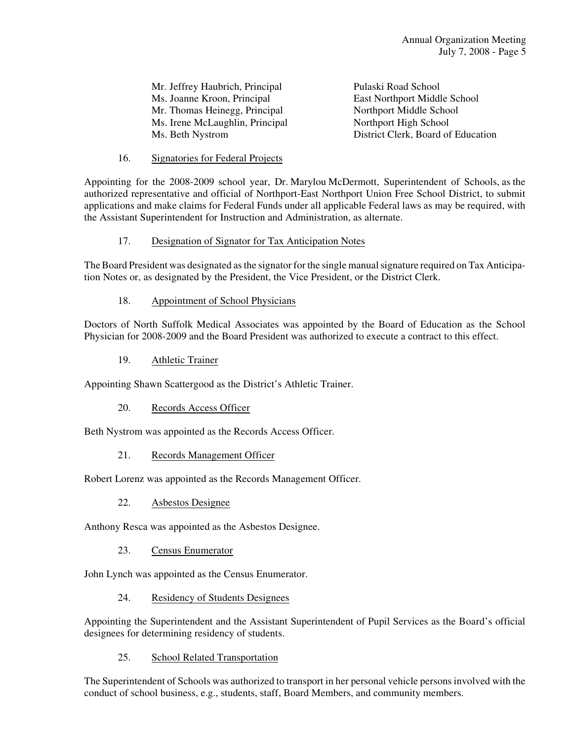| | |
|---|---|
| Mr. Jeffrey Haubrich, Principal | Pulaski Road School |
| Ms. Joanne Kroon, Principal | East Northport Middle School |
| Mr. Thomas Heinegg, Principal | Northport Middle School |
| Ms. Irene McLaughlin, Principal | Northport High School |
| Ms. Beth Nystrom | District Clerk, Board of Education |

16. Signatories for Federal Projects

Appointing for the 2008-2009 school year, Dr. Marylou McDermott, Superintendent of Schools, as the authorized representative and official of Northport-East Northport Union Free School District, to submit applications and make claims for Federal Funds under all applicable Federal laws as may be required, with the Assistant Superintendent for Instruction and Administration, as alternate.

17. Designation of Signator for Tax Anticipation Notes

The Board President was designated as the signator for the single manual signature required on Tax Anticipation Notes or, as designated by the President, the Vice President, or the District Clerk.

18. Appointment of School Physicians

Doctors of North Suffolk Medical Associates was appointed by the Board of Education as the School Physician for 2008-2009 and the Board President was authorized to execute a contract to this effect.

19. Athletic Trainer

Appointing Shawn Scattergood as the District's Athletic Trainer.

20. Records Access Officer

Beth Nystrom was appointed as the Records Access Officer.

21. Records Management Officer

Robert Lorenz was appointed as the Records Management Officer.

22. Asbestos Designee

Anthony Resca was appointed as the Asbestos Designee.

23. Census Enumerator

John Lynch was appointed as the Census Enumerator.

24. Residency of Students Designees

Appointing the Superintendent and the Assistant Superintendent of Pupil Services as the Board's official designees for determining residency of students.

25. School Related Transportation

The Superintendent of Schools was authorized to transport in her personal vehicle persons involved with the conduct of school business, e.g., students, staff, Board Members, and community members.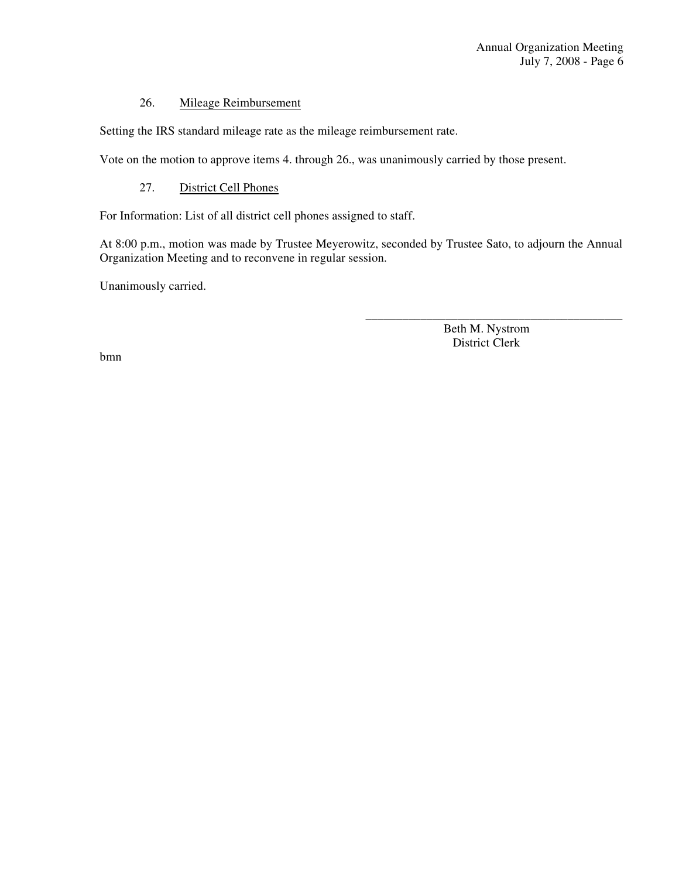26. Mileage Reimbursement

Setting the IRS standard mileage rate as the mileage reimbursement rate.

Vote on the motion to approve items 4. through 26., was unanimously carried by those present.

27. District Cell Phones

For Information: List of all district cell phones assigned to staff.

At 8:00 p.m., motion was made by Trustee Meyerowitz, seconded by Trustee Sato, to adjourn the Annual Organization Meeting and to reconvene in regular session.

Unanimously carried.

\_\_\_\_\_\_\_\_\_\_\_\_\_\_\_\_\_\_\_\_\_\_\_\_\_\_\_\_\_\_\_\_\_\_\_\_\_\_\_\_\_\_\_

Beth M. Nystrom
District Clerk

bmn